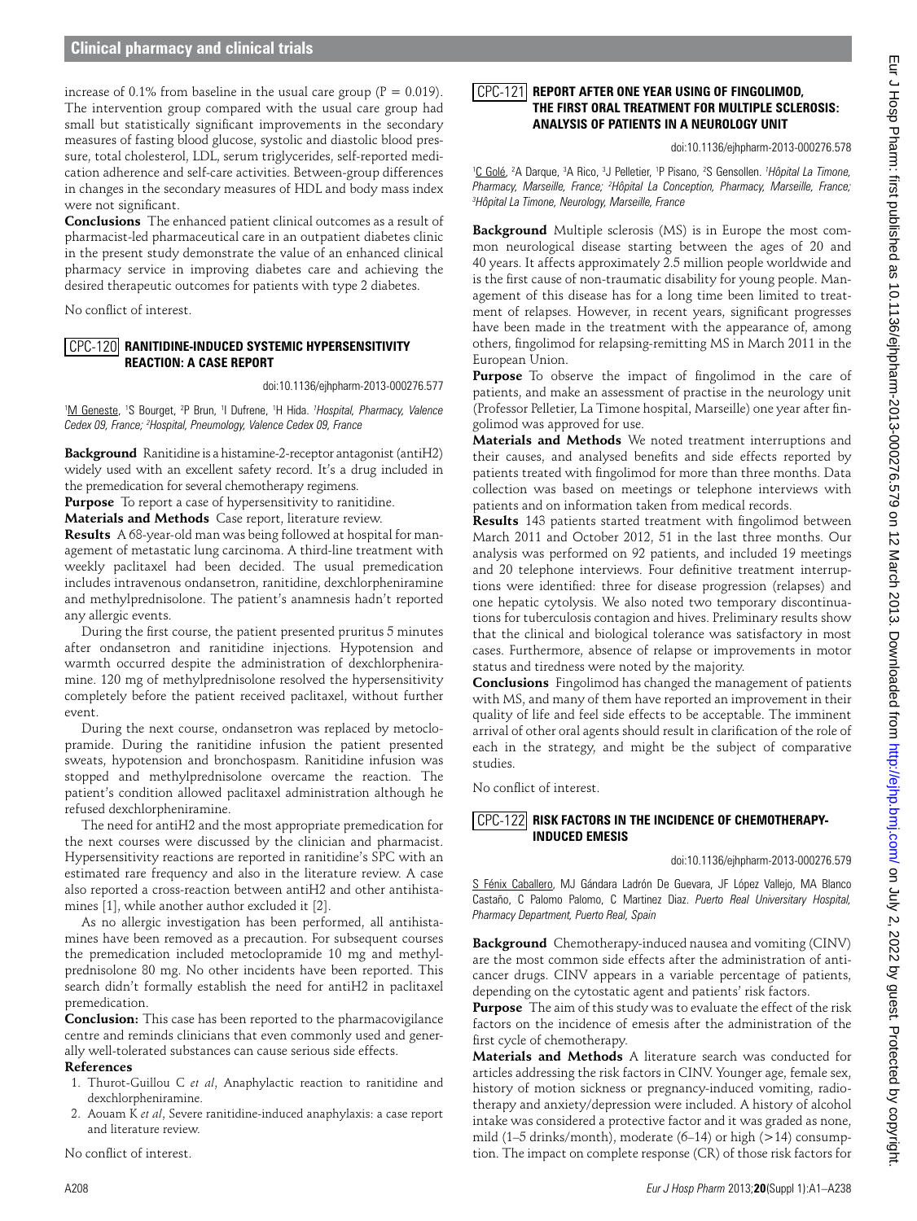increase of 0.1% from baseline in the usual care group ($P = 0.019$). The intervention group compared with the usual care group had small but statistically significant improvements in the secondary measures of fasting blood glucose, systolic and diastolic blood pressure, total cholesterol, LDL, serum triglycerides, self-reported medication adherence and self-care activities. Between-group differences in changes in the secondary measures of HDL and body mass index were not significant.

**Conclusions** The enhanced patient clinical outcomes as a result of pharmacist-led pharmaceutical care in an outpatient diabetes clinic in the present study demonstrate the value of an enhanced clinical pharmacy service in improving diabetes care and achieving the desired therapeutic outcomes for patients with type 2 diabetes.

No conflict of interest.

## CPC-120 RANITIDINE-INDUCED SYSTEMIC HYPERSENSITIVITY REACTION: A CASE REPORT

doi:10.1136/ejhpharm-2013-000276.577

[1]M Geneste, [1]S Bourget, [2]P Brun, [1]I Dufrene, [1]H Hida. [1]*Hospital, Pharmacy, Valence Cedex 09, France;* [2]*Hospital, Pneumology, Valence Cedex 09, France*

**Background** Ranitidine is a histamine-2-receptor antagonist (antiH2) widely used with an excellent safety record. It's a drug included in the premedication for several chemotherapy regimens.

**Purpose** To report a case of hypersensitivity to ranitidine.

**Materials and Methods** Case report, literature review.

**Results** A 68-year-old man was being followed at hospital for management of metastatic lung carcinoma. A third-line treatment with weekly paclitaxel had been decided. The usual premedication includes intravenous ondansetron, ranitidine, dexchlorpheniramine and methylprednisolone. The patient's anamnesis hadn't reported any allergic events.

During the first course, the patient presented pruritus 5 minutes after ondansetron and ranitidine injections. Hypotension and warmth occurred despite the administration of dexchlorpheniramine. 120 mg of methylprednisolone resolved the hypersensitivity completely before the patient received paclitaxel, without further event.

During the next course, ondansetron was replaced by metoclopramide. During the ranitidine infusion the patient presented sweats, hypotension and bronchospasm. Ranitidine infusion was stopped and methylprednisolone overcame the reaction. The patient's condition allowed paclitaxel administration although he refused dexchlorpheniramine.

The need for antiH2 and the most appropriate premedication for the next courses were discussed by the clinician and pharmacist. Hypersensitivity reactions are reported in ranitidine's SPC with an estimated rare frequency and also in the literature review. A case also reported a cross-reaction between antiH2 and other antihistamines [1], while another author excluded it [2].

As no allergic investigation has been performed, all antihistamines have been removed as a precaution. For subsequent courses the premedication included metoclopramide 10 mg and methylprednisolone 80 mg. No other incidents have been reported. This search didn't formally establish the need for antiH2 in paclitaxel premedication.

**Conclusion:** This case has been reported to the pharmacovigilance centre and reminds clinicians that even commonly used and generally well-tolerated substances can cause serious side effects.

**References**

1. Thurot-Guillou C *et al*, Anaphylactic reaction to ranitidine and dexchlorpheniramine.
2. Aouam K *et al*, Severe ranitidine-induced anaphylaxis: a case report and literature review.

No conflict of interest.

## CPC-121 REPORT AFTER ONE YEAR USING OF FINGOLIMOD, THE FIRST ORAL TREATMENT FOR MULTIPLE SCLEROSIS: ANALYSIS OF PATIENTS IN A NEUROLOGY UNIT

doi:10.1136/ejhpharm-2013-000276.578

[1]C Golé, [2]A Darque, [3]A Rico, [3]J Pelletier, [1]P Pisano, [2]S Gensollen. [1]*Hôpital La Timone, Pharmacy, Marseille, France;* [2]*Hôpital La Conception, Pharmacy, Marseille, France;* [3]*Hôpital La Timone, Neurology, Marseille, France*

**Background** Multiple sclerosis (MS) is in Europe the most common neurological disease starting between the ages of 20 and 40 years. It affects approximately 2.5 million people worldwide and is the first cause of non-traumatic disability for young people. Management of this disease has for a long time been limited to treatment of relapses. However, in recent years, significant progresses have been made in the treatment with the appearance of, among others, fingolimod for relapsing-remitting MS in March 2011 in the European Union.

**Purpose** To observe the impact of fingolimod in the care of patients, and make an assessment of practise in the neurology unit (Professor Pelletier, La Timone hospital, Marseille) one year after fingolimod was approved for use.

**Materials and Methods** We noted treatment interruptions and their causes, and analysed benefits and side effects reported by patients treated with fingolimod for more than three months. Data collection was based on meetings or telephone interviews with patients and on information taken from medical records.

**Results** 143 patients started treatment with fingolimod between March 2011 and October 2012, 51 in the last three months. Our analysis was performed on 92 patients, and included 19 meetings and 20 telephone interviews. Four definitive treatment interruptions were identified: three for disease progression (relapses) and one hepatic cytolysis. We also noted two temporary discontinuations for tuberculosis contagion and hives. Preliminary results show that the clinical and biological tolerance was satisfactory in most cases. Furthermore, absence of relapse or improvements in motor status and tiredness were noted by the majority.

**Conclusions** Fingolimod has changed the management of patients with MS, and many of them have reported an improvement in their quality of life and feel side effects to be acceptable. The imminent arrival of other oral agents should result in clarification of the role of each in the strategy, and might be the subject of comparative studies.

No conflict of interest.

## CPC-122 RISK FACTORS IN THE INCIDENCE OF CHEMOTHERAPY-INDUCED EMESIS

doi:10.1136/ejhpharm-2013-000276.579

S Fénix Caballero, MJ Gándara Ladrón De Guevara, JF López Vallejo, MA Blanco Castaño, C Palomo Palomo, C Martinez Diaz. *Puerto Real Universitary Hospital, Pharmacy Department, Puerto Real, Spain*

**Background** Chemotherapy-induced nausea and vomiting (CINV) are the most common side effects after the administration of anticancer drugs. CINV appears in a variable percentage of patients, depending on the cytostatic agent and patients' risk factors.

**Purpose** The aim of this study was to evaluate the effect of the risk factors on the incidence of emesis after the administration of the first cycle of chemotherapy.

**Materials and Methods** A literature search was conducted for articles addressing the risk factors in CINV. Younger age, female sex, history of motion sickness or pregnancy-induced vomiting, radiotherapy and anxiety/depression were included. A history of alcohol intake was considered a protective factor and it was graded as none, mild (1–5 drinks/month), moderate (6–14) or high (>14) consumption. The impact on complete response (CR) of those risk factors for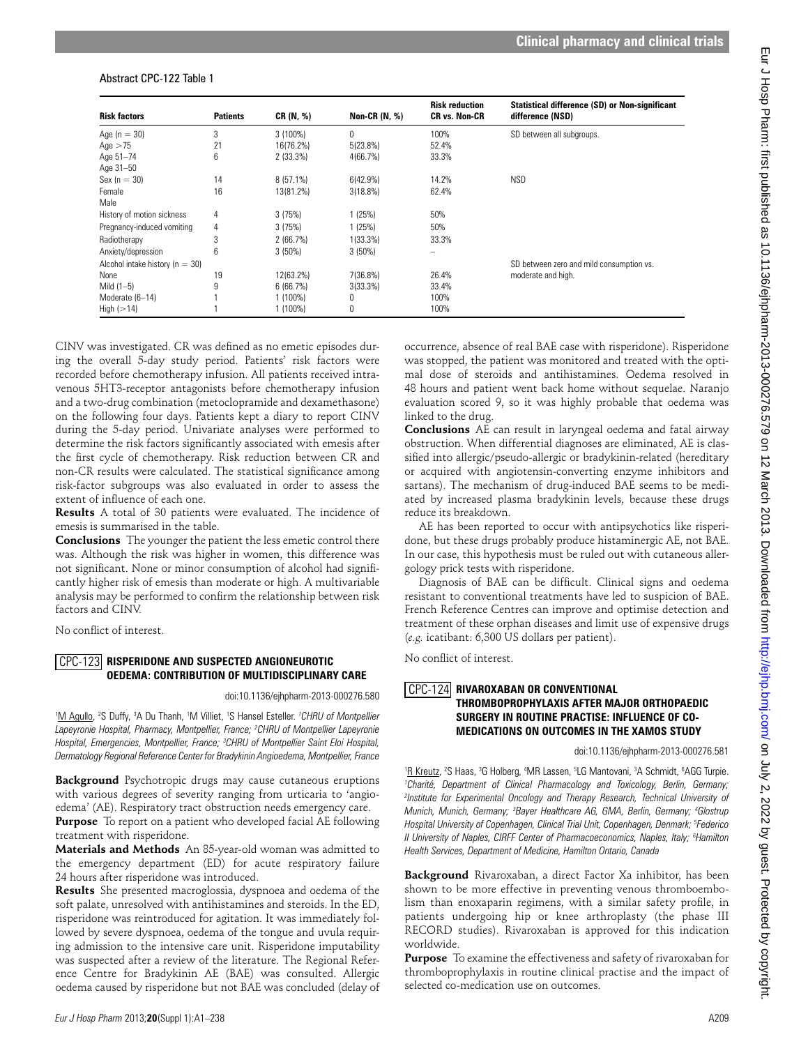Abstract CPC-122 Table 1

| Risk factors | Patients | CR (N, %) | Non-CR (N, %) | Risk reduction CR vs. Non-CR | Statistical difference (SD) or Non-significant difference (NSD) |
|---|---|---|---|---|---|
| Age (n = 30) | 3 | 3 (100%) | 0 | 100% | SD between all subgroups. |
| Age >75 | 21 | 16(76.2%) | 5(23.8%) | 52.4% | |
| Age 51–74 | 6 | 2 (33.3%) | 4(66.7%) | 33.3% | |
| Age 31–50 | | | | | |
| Sex (n = 30) | 14 | 8 (57.1%) | 6(42.9%) | 14.2% | NSD |
| Female | 16 | 13(81.2%) | 3(18.8%) | 62.4% | |
| Male | | | | | |
| History of motion sickness | 4 | 3 (75%) | 1 (25%) | 50% | |
| Pregnancy-induced vomiting | 4 | 3 (75%) | 1 (25%) | 50% | |
| Radiotherapy | 3 | 2 (66.7%) | 1(33.3%) | 33.3% | |
| Anxiety/depression | 6 | 3 (50%) | 3 (50%) | – | |
| Alcohol intake history (n = 30) | | | | | SD between zero and mild consumption vs. moderate and high. |
| None | 19 | 12(63.2%) | 7(36.8%) | 26.4% | |
| Mild (1–5) | 9 | 6 (66.7%) | 3(33.3%) | 33.4% | |
| Moderate (6–14) | 1 | 1 (100%) | 0 | 100% | |
| High (>14) | 1 | 1 (100%) | 0 | 100% | |

CINV was investigated. CR was defined as no emetic episodes during the overall 5-day study period. Patients' risk factors were recorded before chemotherapy infusion. All patients received intravenous 5HT3-receptor antagonists before chemotherapy infusion and a two-drug combination (metoclopramide and dexamethasone) on the following four days. Patients kept a diary to report CINV during the 5-day period. Univariate analyses were performed to determine the risk factors significantly associated with emesis after the first cycle of chemotherapy. Risk reduction between CR and non-CR results were calculated. The statistical significance among risk-factor subgroups was also evaluated in order to assess the extent of influence of each one.

**Results** A total of 30 patients were evaluated. The incidence of emesis is summarised in the table.

**Conclusions** The younger the patient the less emetic control there was. Although the risk was higher in women, this difference was not significant. None or minor consumption of alcohol had significantly higher risk of emesis than moderate or high. A multivariable analysis may be performed to confirm the relationship between risk factors and CINV.

No conflict of interest.

## CPC-123 RISPERIDONE AND SUSPECTED ANGIONEUROTIC OEDEMA: CONTRIBUTION OF MULTIDISCIPLINARY CARE

doi:10.1136/ejhpharm-2013-000276.580

[1]M Agullo, [2]S Duffy, [3]A Du Thanh, [1]M Villiet, [1]S Hansel Esteller. [1]*CHRU of Montpellier Lapeyronie Hospital, Pharmacy, Montpellier, France;* [2]*CHRU of Montpellier Lapeyronie Hospital, Emergencies, Montpellier, France;* [3]*CHRU of Montpellier Saint Eloi Hospital, Dermatology Regional Reference Center for Bradykinin Angioedema, Montpellier, France*

**Background** Psychotropic drugs may cause cutaneous eruptions with various degrees of severity ranging from urticaria to 'angioedema' (AE). Respiratory tract obstruction needs emergency care.

**Purpose** To report on a patient who developed facial AE following treatment with risperidone.

**Materials and Methods** An 85-year-old woman was admitted to the emergency department (ED) for acute respiratory failure 24 hours after risperidone was introduced.

**Results** She presented macroglossia, dyspnoea and oedema of the soft palate, unresolved with antihistamines and steroids. In the ED, risperidone was reintroduced for agitation. It was immediately followed by severe dyspnoea, oedema of the tongue and uvula requiring admission to the intensive care unit. Risperidone imputability was suspected after a review of the literature. The Regional Reference Centre for Bradykinin AE (BAE) was consulted. Allergic oedema caused by risperidone but not BAE was concluded (delay of occurrence, absence of real BAE case with risperidone). Risperidone was stopped, the patient was monitored and treated with the optimal dose of steroids and antihistamines. Oedema resolved in 48 hours and patient went back home without sequelae. Naranjo evaluation scored 9, so it was highly probable that oedema was linked to the drug.

**Conclusions** AE can result in laryngeal oedema and fatal airway obstruction. When differential diagnoses are eliminated, AE is classified into allergic/pseudo-allergic or bradykinin-related (hereditary or acquired with angiotensin-converting enzyme inhibitors and sartans). The mechanism of drug-induced BAE seems to be mediated by increased plasma bradykinin levels, because these drugs reduce its breakdown.

AE has been reported to occur with antipsychotics like risperidone, but these drugs probably produce histaminergic AE, not BAE. In our case, this hypothesis must be ruled out with cutaneous allergology prick tests with risperidone.

Diagnosis of BAE can be difficult. Clinical signs and oedema resistant to conventional treatments have led to suspicion of BAE. French Reference Centres can improve and optimise detection and treatment of these orphan diseases and limit use of expensive drugs (*e.g.* icatibant: 6,300 US dollars per patient).

No conflict of interest.

## CPC-124 RIVAROXABAN OR CONVENTIONAL THROMBOPROPHYLAXIS AFTER MAJOR ORTHOPAEDIC SURGERY IN ROUTINE PRACTISE: INFLUENCE OF CO-MEDICATIONS ON OUTCOMES IN THE XAMOS STUDY

doi:10.1136/ejhpharm-2013-000276.581

[1]R Kreutz, [2]S Haas, [3]G Holberg, [4]MR Lassen, [5]LG Mantovani, [3]A Schmidt, [6]AGG Turpie. [1]*Charité, Department of Clinical Pharmacology and Toxicology, Berlin, Germany;* [2]*Institute for Experimental Oncology and Therapy Research, Technical University of Munich, Munich, Germany;* [3]*Bayer Healthcare AG, GMA, Berlin, Germany;* [4]*Glostrup Hospital University of Copenhagen, Clinical Trial Unit, Copenhagen, Denmark;* [5]*Federico II University of Naples, CIRFF Center of Pharmacoeconomics, Naples, Italy;* [6]*Hamilton Health Services, Department of Medicine, Hamilton Ontario, Canada*

**Background** Rivaroxaban, a direct Factor Xa inhibitor, has been shown to be more effective in preventing venous thromboembolism than enoxaparin regimens, with a similar safety profile, in patients undergoing hip or knee arthroplasty (the phase III RECORD studies). Rivaroxaban is approved for this indication worldwide.

**Purpose** To examine the effectiveness and safety of rivaroxaban for thromboprophylaxis in routine clinical practise and the impact of selected co-medication use on outcomes.